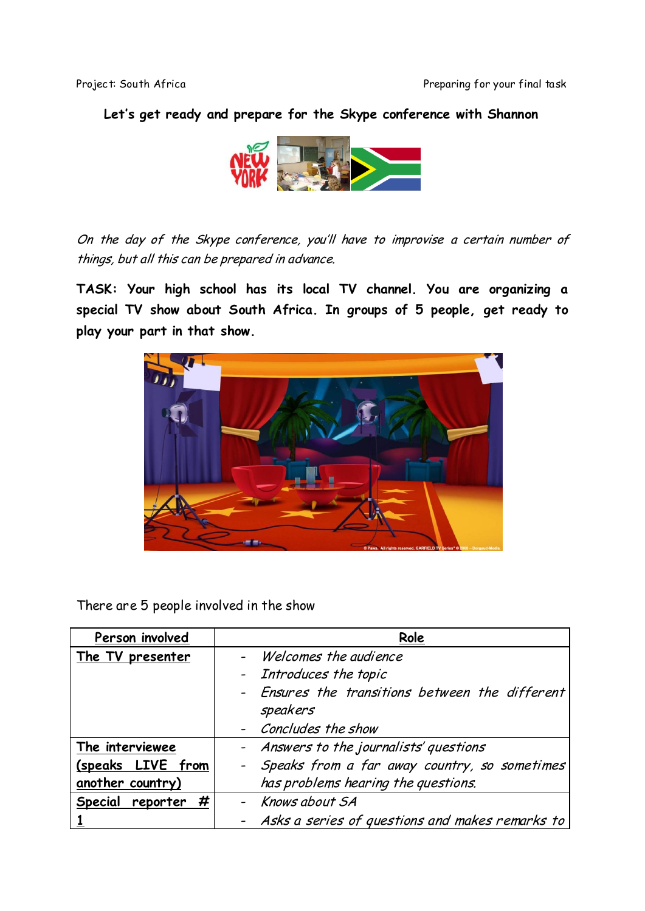## Let's get ready and prepare for the Skype conference with Shannon

*On the day of the Skype conference, you'll have to improvise a certain number of things, but all this can be prepared in advance.*

**TASK: Your high school has its local TV channel. You are organizing a special TV show about South Africa. In groups of 5 people, get ready to play your part in that show.**

There are 5 people involved in the show

| Person involved | Role |
|---|---|
| The TV presenter | - *Welcomes the audience*<br>- *Introduces the topic*<br>- *Ensures the transitions between the different speakers*<br>- *Concludes the show* |
| The interviewee (speaks LIVE from another country) | - *Answers to the journalists' questions*<br>- *Speaks from a far away country, so sometimes has problems hearing the questions.* |
| Special reporter # 1 | - *Knows about SA*<br>- *Asks a series of questions and makes remarks to* |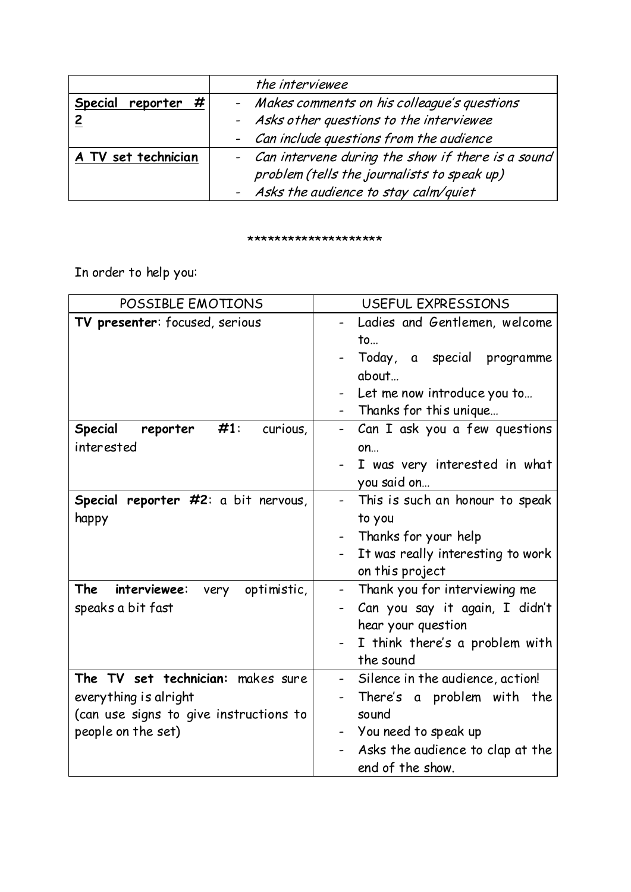| | |
|---|---|
| | *the interviewee* |
| <u>**Special reporter # 2**</u> | - *Makes comments on his colleague's questions*<br>- *Asks other questions to the interviewee*<br>- *Can include questions from the audience* |
| <u>**A TV set technician**</u> | - *Can intervene during the show if there is a sound problem (tells the journalists to speak up)*<br>- *Asks the audience to stay calm/quiet* |

*******************

In order to help you:

| POSSIBLE EMOTIONS | USEFUL EXPRESSIONS |
|---|---|
| **TV presenter**: focused, serious | - Ladies and Gentlemen, welcome to…<br>- Today, a special programme about…<br>- Let me now introduce you to…<br>- Thanks for this unique… |
| **Special reporter #1**: curious, interested | - Can I ask you a few questions on…<br>- I was very interested in what you said on… |
| **Special reporter #2**: a bit nervous, happy | - This is such an honour to speak to you<br>- Thanks for your help<br>- It was really interesting to work on this project |
| **The interviewee**: very optimistic, speaks a bit fast | - Thank you for interviewing me<br>- Can you say it again, I didn't hear your question<br>- I think there's a problem with the sound |
| **The TV set technician:** makes sure everything is alright<br>(can use signs to give instructions to people on the set) | - Silence in the audience, action!<br>- There's a problem with the sound<br>- You need to speak up<br>- Asks the audience to clap at the end of the show. |